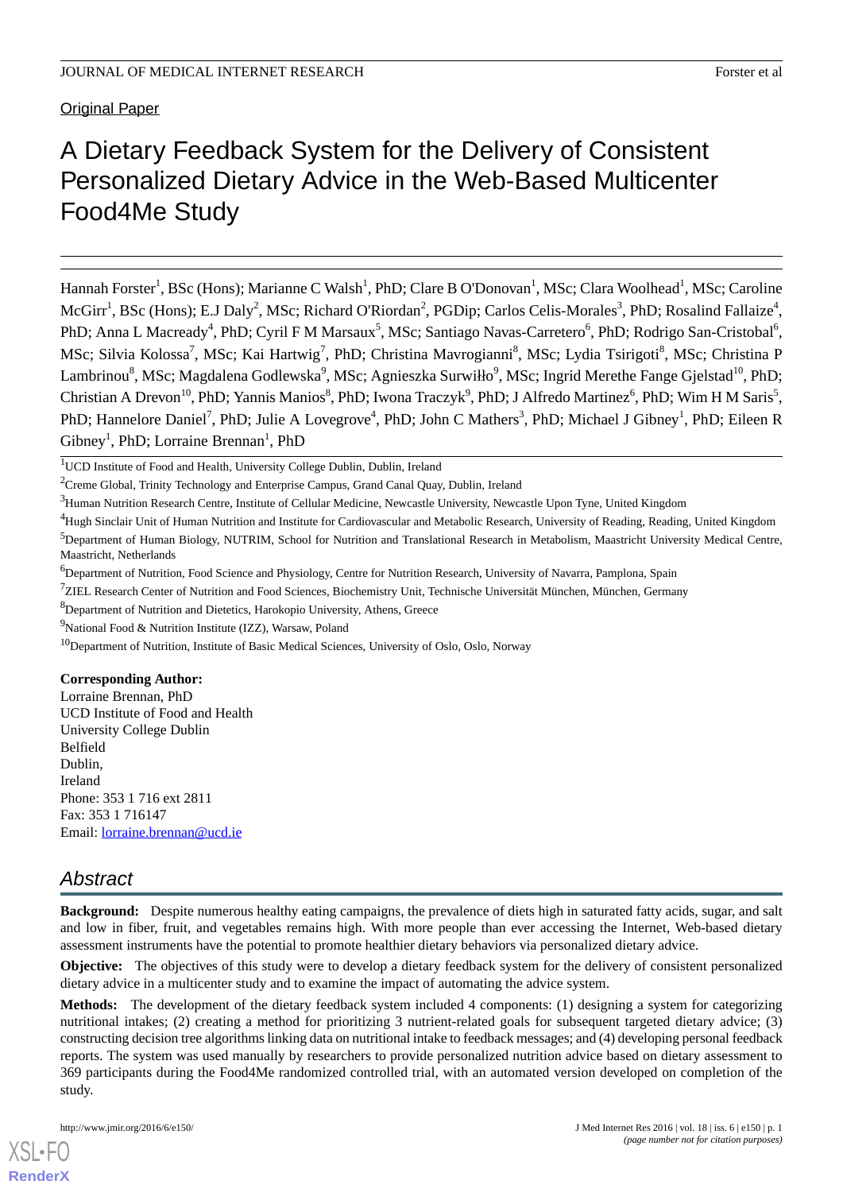Original Paper

# A Dietary Feedback System for the Delivery of Consistent Personalized Dietary Advice in the Web-Based Multicenter Food4Me Study

Hannah Forster[1], BSc (Hons); Marianne C Walsh[1], PhD; Clare B O'Donovan[1], MSc; Clara Woolhead[1], MSc; Caroline McGirr[1], BSc (Hons); E.J Daly[2], MSc; Richard O'Riordan[2], PGDip; Carlos Celis-Morales[3], PhD; Rosalind Fallaize[4], PhD; Anna L Macready[4], PhD; Cyril F M Marsaux[5], MSc; Santiago Navas-Carretero[6], PhD; Rodrigo San-Cristobal[6], MSc; Silvia Kolossa[7], MSc; Kai Hartwig[7], PhD; Christina Mavrogianni[8], MSc; Lydia Tsirigoti[8], MSc; Christina P Lambrinou[8], MSc; Magdalena Godlewska[9], MSc; Agnieszka Surwiłło[9], MSc; Ingrid Merethe Fange Gjelstad[10], PhD; Christian A Drevon[10], PhD; Yannis Manios[8], PhD; Iwona Traczyk[9], PhD; J Alfredo Martinez[6], PhD; Wim H M Saris[5], PhD; Hannelore Daniel[7], PhD; Julie A Lovegrove[4], PhD; John C Mathers[3], PhD; Michael J Gibney[1], PhD; Eileen R Gibney[1], PhD; Lorraine Brennan[1], PhD

[1]UCD Institute of Food and Health, University College Dublin, Dublin, Ireland

[2]Creme Global, Trinity Technology and Enterprise Campus, Grand Canal Quay, Dublin, Ireland

[3]Human Nutrition Research Centre, Institute of Cellular Medicine, Newcastle University, Newcastle Upon Tyne, United Kingdom

[4]Hugh Sinclair Unit of Human Nutrition and Institute for Cardiovascular and Metabolic Research, University of Reading, Reading, United Kingdom

[5]Department of Human Biology, NUTRIM, School for Nutrition and Translational Research in Metabolism, Maastricht University Medical Centre, Maastricht, Netherlands

[6]Department of Nutrition, Food Science and Physiology, Centre for Nutrition Research, University of Navarra, Pamplona, Spain

[7]ZIEL Research Center of Nutrition and Food Sciences, Biochemistry Unit, Technische Universität München, München, Germany

[8]Department of Nutrition and Dietetics, Harokopio University, Athens, Greece

[9]National Food & Nutrition Institute (IZZ), Warsaw, Poland

[10]Department of Nutrition, Institute of Basic Medical Sciences, University of Oslo, Oslo, Norway

**Corresponding Author:**
Lorraine Brennan, PhD
UCD Institute of Food and Health
University College Dublin
Belfield
Dublin,
Ireland
Phone: 353 1 716 ext 2811
Fax: 353 1 716147
Email: lorraine.brennan@ucd.ie

## Abstract

**Background:** Despite numerous healthy eating campaigns, the prevalence of diets high in saturated fatty acids, sugar, and salt and low in fiber, fruit, and vegetables remains high. With more people than ever accessing the Internet, Web-based dietary assessment instruments have the potential to promote healthier dietary behaviors via personalized dietary advice.

**Objective:** The objectives of this study were to develop a dietary feedback system for the delivery of consistent personalized dietary advice in a multicenter study and to examine the impact of automating the advice system.

**Methods:** The development of the dietary feedback system included 4 components: (1) designing a system for categorizing nutritional intakes; (2) creating a method for prioritizing 3 nutrient-related goals for subsequent targeted dietary advice; (3) constructing decision tree algorithms linking data on nutritional intake to feedback messages; and (4) developing personal feedback reports. The system was used manually by researchers to provide personalized nutrition advice based on dietary assessment to 369 participants during the Food4Me randomized controlled trial, with an automated version developed on completion of the study.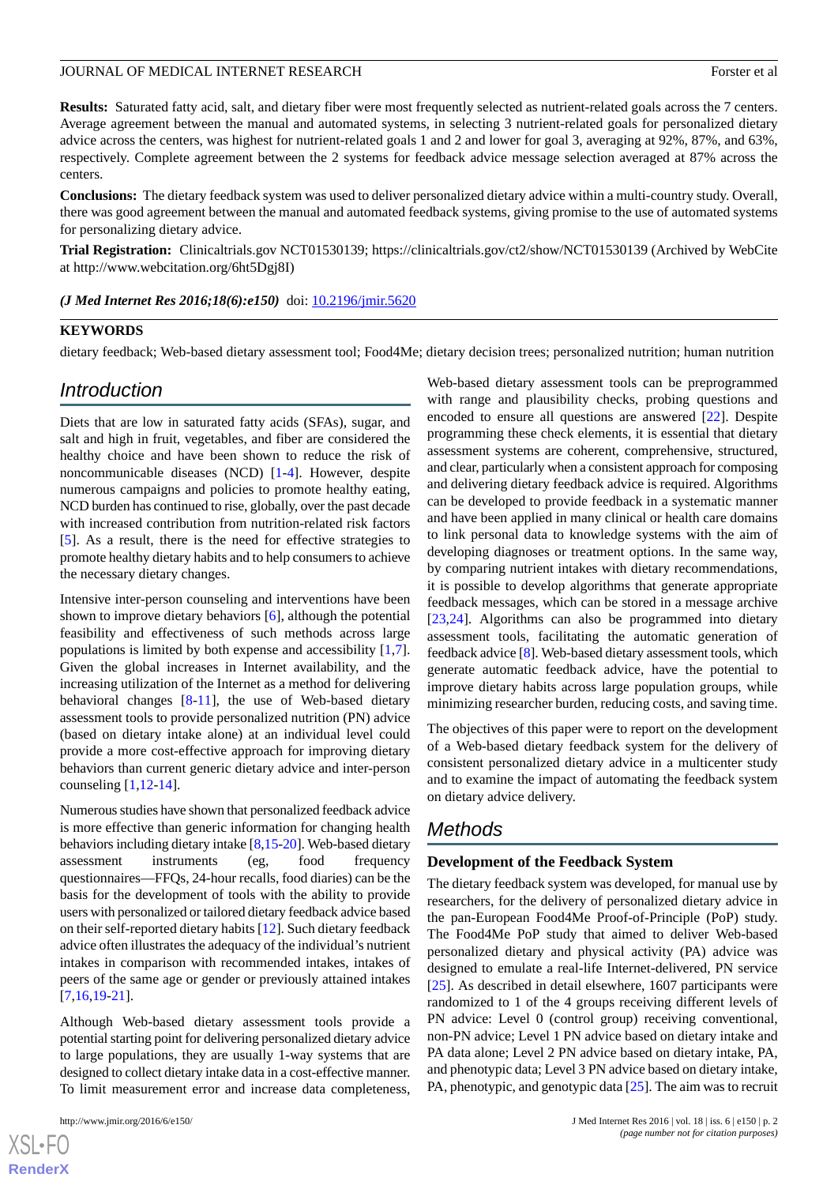**Results:** Saturated fatty acid, salt, and dietary fiber were most frequently selected as nutrient-related goals across the 7 centers. Average agreement between the manual and automated systems, in selecting 3 nutrient-related goals for personalized dietary advice across the centers, was highest for nutrient-related goals 1 and 2 and lower for goal 3, averaging at 92%, 87%, and 63%, respectively. Complete agreement between the 2 systems for feedback advice message selection averaged at 87% across the centers.

**Conclusions:** The dietary feedback system was used to deliver personalized dietary advice within a multi-country study. Overall, there was good agreement between the manual and automated feedback systems, giving promise to the use of automated systems for personalizing dietary advice.

**Trial Registration:** Clinicaltrials.gov NCT01530139; https://clinicaltrials.gov/ct2/show/NCT01530139 (Archived by WebCite at http://www.webcitation.org/6ht5Dgj8I)

***(J Med Internet Res 2016;18(6):e150)*** doi: 10.2196/jmir.5620

**KEYWORDS**

dietary feedback; Web-based dietary assessment tool; Food4Me; dietary decision trees; personalized nutrition; human nutrition

## Introduction

Diets that are low in saturated fatty acids (SFAs), sugar, and salt and high in fruit, vegetables, and fiber are considered the healthy choice and have been shown to reduce the risk of noncommunicable diseases (NCD) [1-4]. However, despite numerous campaigns and policies to promote healthy eating, NCD burden has continued to rise, globally, over the past decade with increased contribution from nutrition-related risk factors [5]. As a result, there is the need for effective strategies to promote healthy dietary habits and to help consumers to achieve the necessary dietary changes.

Intensive inter-person counseling and interventions have been shown to improve dietary behaviors [6], although the potential feasibility and effectiveness of such methods across large populations is limited by both expense and accessibility [1,7]. Given the global increases in Internet availability, and the increasing utilization of the Internet as a method for delivering behavioral changes [8-11], the use of Web-based dietary assessment tools to provide personalized nutrition (PN) advice (based on dietary intake alone) at an individual level could provide a more cost-effective approach for improving dietary behaviors than current generic dietary advice and inter-person counseling [1,12-14].

Numerous studies have shown that personalized feedback advice is more effective than generic information for changing health behaviors including dietary intake [8,15-20]. Web-based dietary assessment instruments (eg, food frequency questionnaires—FFQs, 24-hour recalls, food diaries) can be the basis for the development of tools with the ability to provide users with personalized or tailored dietary feedback advice based on their self-reported dietary habits [12]. Such dietary feedback advice often illustrates the adequacy of the individual's nutrient intakes in comparison with recommended intakes, intakes of peers of the same age or gender or previously attained intakes [7,16,19-21].

Although Web-based dietary assessment tools provide a potential starting point for delivering personalized dietary advice to large populations, they are usually 1-way systems that are designed to collect dietary intake data in a cost-effective manner. To limit measurement error and increase data completeness, Web-based dietary assessment tools can be preprogrammed with range and plausibility checks, probing questions and encoded to ensure all questions are answered [22]. Despite programming these check elements, it is essential that dietary assessment systems are coherent, comprehensive, structured, and clear, particularly when a consistent approach for composing and delivering dietary feedback advice is required. Algorithms can be developed to provide feedback in a systematic manner and have been applied in many clinical or health care domains to link personal data to knowledge systems with the aim of developing diagnoses or treatment options. In the same way, by comparing nutrient intakes with dietary recommendations, it is possible to develop algorithms that generate appropriate feedback messages, which can be stored in a message archive [23,24]. Algorithms can also be programmed into dietary assessment tools, facilitating the automatic generation of feedback advice [8]. Web-based dietary assessment tools, which generate automatic feedback advice, have the potential to improve dietary habits across large population groups, while minimizing researcher burden, reducing costs, and saving time.

The objectives of this paper were to report on the development of a Web-based dietary feedback system for the delivery of consistent personalized dietary advice in a multicenter study and to examine the impact of automating the feedback system on dietary advice delivery.

## Methods

### Development of the Feedback System

The dietary feedback system was developed, for manual use by researchers, for the delivery of personalized dietary advice in the pan-European Food4Me Proof-of-Principle (PoP) study. The Food4Me PoP study that aimed to deliver Web-based personalized dietary and physical activity (PA) advice was designed to emulate a real-life Internet-delivered, PN service [25]. As described in detail elsewhere, 1607 participants were randomized to 1 of the 4 groups receiving different levels of PN advice: Level 0 (control group) receiving conventional, non-PN advice; Level 1 PN advice based on dietary intake and PA data alone; Level 2 PN advice based on dietary intake, PA, and phenotypic data; Level 3 PN advice based on dietary intake, PA, phenotypic, and genotypic data [25]. The aim was to recruit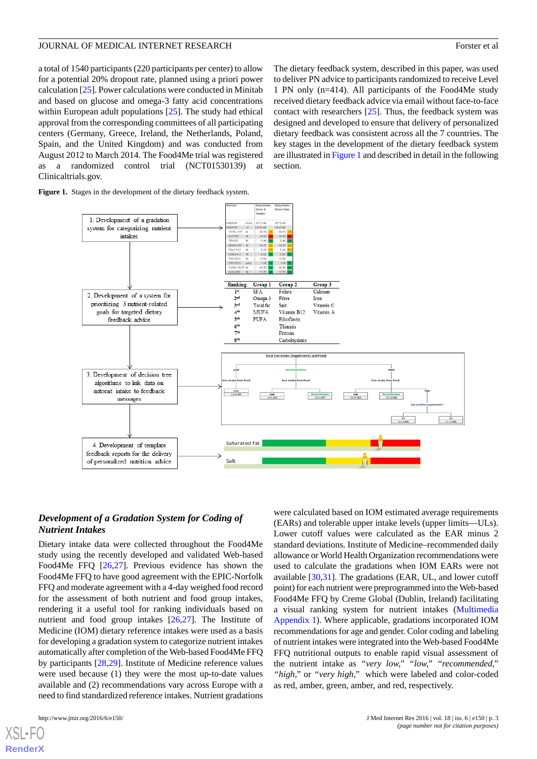a total of 1540 participants (220 participants per center) to allow for a potential 20% dropout rate, planned using a priori power calculation [25]. Power calculations were conducted in Minitab and based on glucose and omega-3 fatty acid concentrations within European adult populations [25]. The study had ethical approval from the corresponding committees of all participating centers (Germany, Greece, Ireland, the Netherlands, Poland, Spain, and the United Kingdom) and was conducted from August 2012 to March 2014. The Food4Me trial was registered as a randomized control trial (NCT01530139) at Clinicaltrials.gov.

The dietary feedback system, described in this paper, was used to deliver PN advice to participants randomized to receive Level 1 PN only (n=414). All participants of the Food4Me study received dietary feedback advice via email without face-to-face contact with researchers [25]. Thus, the feedback system was designed and developed to ensure that delivery of personalized dietary feedback was consistent across all the 7 countries. The key stages in the development of the dietary feedback system are illustrated in Figure 1 and described in detail in the following section.

**Figure 1.** Stages in the development of the dietary feedback system.

1. Development of a gradation system for categorizing nutrient intakes

2. Development of a system for prioritizing 3 nutrient-related goals for targeted dietary feedback advice

| Ranking | Group 1 | Group 2 | Group 3 |
|---|---|---|---|
| 1st | SFA | Folate | Calcium |
| 2nd | Omega-3 | Fibre | Iron |
| 3rd | Total fat | Salt | Vitamin C |
| 4th | MUFA | Vitamin B12 | Vitamin A |
| 5th | PUFA | Riboflavin | |
| 6th | | Thiamin | |
| 7th | | Protein | |
| 8th | | Carbohydrate | |

3. Development of decision tree algorithms to link data on nutrient intake to feedback messages

4. Development of template feedback reports for the delivery of personalized nutrition advice

Saturated fat

Salt

## *Development of a Gradation System for Coding of Nutrient Intakes*

Dietary intake data were collected throughout the Food4Me study using the recently developed and validated Web-based Food4Me FFQ [26,27]. Previous evidence has shown the Food4Me FFQ to have good agreement with the EPIC-Norfolk FFQ and moderate agreement with a 4-day weighed food record for the assessment of both nutrient and food group intakes, rendering it a useful tool for ranking individuals based on nutrient and food group intakes [26,27]. The Institute of Medicine (IOM) dietary reference intakes were used as a basis for developing a gradation system to categorize nutrient intakes automatically after completion of the Web-based Food4Me FFQ by participants [28,29]. Institute of Medicine reference values were used because (1) they were the most up-to-date values available and (2) recommendations vary across Europe with a need to find standardized reference intakes. Nutrient gradations were calculated based on IOM estimated average requirements (EARs) and tolerable upper intake levels (upper limits—ULs). Lower cutoff values were calculated as the EAR minus 2 standard deviations. Institute of Medicine–recommended daily allowance or World Health Organization recommendations were used to calculate the gradations when IOM EARs were not available [30,31]. The gradations (EAR, UL, and lower cutoff point) for each nutrient were preprogrammed into the Web-based Food4Me FFQ by Creme Global (Dublin, Ireland) facilitating a visual ranking system for nutrient intakes (Multimedia Appendix 1). Where applicable, gradations incorporated IOM recommendations for age and gender. Color coding and labeling of nutrient intakes were integrated into the Web-based Food4Me FFQ nutritional outputs to enable rapid visual assessment of the nutrient intake as *"very low," "low," "recommended," "high,"* or *"very high,"* which were labeled and color-coded as red, amber, green, amber, and red, respectively.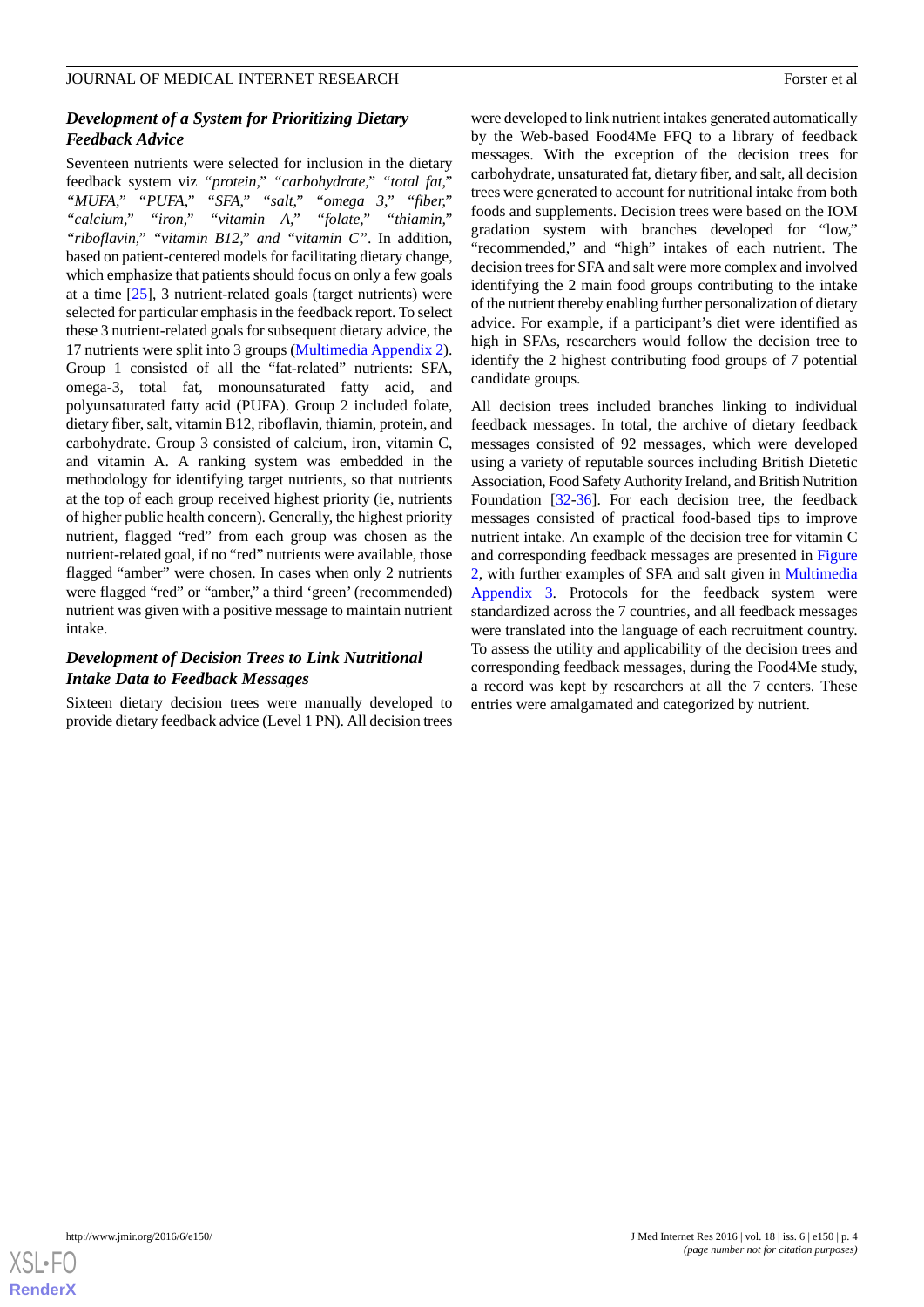### *Development of a System for Prioritizing Dietary Feedback Advice*

Seventeen nutrients were selected for inclusion in the dietary feedback system viz *"protein," "carbohydrate," "total fat," "MUFA," "PUFA," "SFA," "salt," "omega 3," "fiber," "calcium," "iron," "vitamin A," "folate," "thiamin," "riboflavin," "vitamin B12," and "vitamin C"*. In addition, based on patient-centered models for facilitating dietary change, which emphasize that patients should focus on only a few goals at a time [25], 3 nutrient-related goals (target nutrients) were selected for particular emphasis in the feedback report. To select these 3 nutrient-related goals for subsequent dietary advice, the 17 nutrients were split into 3 groups (Multimedia Appendix 2). Group 1 consisted of all the "fat-related" nutrients: SFA, omega-3, total fat, monounsaturated fatty acid, and polyunsaturated fatty acid (PUFA). Group 2 included folate, dietary fiber, salt, vitamin B12, riboflavin, thiamin, protein, and carbohydrate. Group 3 consisted of calcium, iron, vitamin C, and vitamin A. A ranking system was embedded in the methodology for identifying target nutrients, so that nutrients at the top of each group received highest priority (ie, nutrients of higher public health concern). Generally, the highest priority nutrient, flagged "red" from each group was chosen as the nutrient-related goal, if no "red" nutrients were available, those flagged "amber" were chosen. In cases when only 2 nutrients were flagged "red" or "amber," a third 'green' (recommended) nutrient was given with a positive message to maintain nutrient intake.

### *Development of Decision Trees to Link Nutritional Intake Data to Feedback Messages*

Sixteen dietary decision trees were manually developed to provide dietary feedback advice (Level 1 PN). All decision trees were developed to link nutrient intakes generated automatically by the Web-based Food4Me FFQ to a library of feedback messages. With the exception of the decision trees for carbohydrate, unsaturated fat, dietary fiber, and salt, all decision trees were generated to account for nutritional intake from both foods and supplements. Decision trees were based on the IOM gradation system with branches developed for "low," "recommended," and "high" intakes of each nutrient. The decision trees for SFA and salt were more complex and involved identifying the 2 main food groups contributing to the intake of the nutrient thereby enabling further personalization of dietary advice. For example, if a participant's diet were identified as high in SFAs, researchers would follow the decision tree to identify the 2 highest contributing food groups of 7 potential candidate groups.

All decision trees included branches linking to individual feedback messages. In total, the archive of dietary feedback messages consisted of 92 messages, which were developed using a variety of reputable sources including British Dietetic Association, Food Safety Authority Ireland, and British Nutrition Foundation [32-36]. For each decision tree, the feedback messages consisted of practical food-based tips to improve nutrient intake. An example of the decision tree for vitamin C and corresponding feedback messages are presented in Figure 2, with further examples of SFA and salt given in Multimedia Appendix 3. Protocols for the feedback system were standardized across the 7 countries, and all feedback messages were translated into the language of each recruitment country. To assess the utility and applicability of the decision trees and corresponding feedback messages, during the Food4Me study, a record was kept by researchers at all the 7 centers. These entries were amalgamated and categorized by nutrient.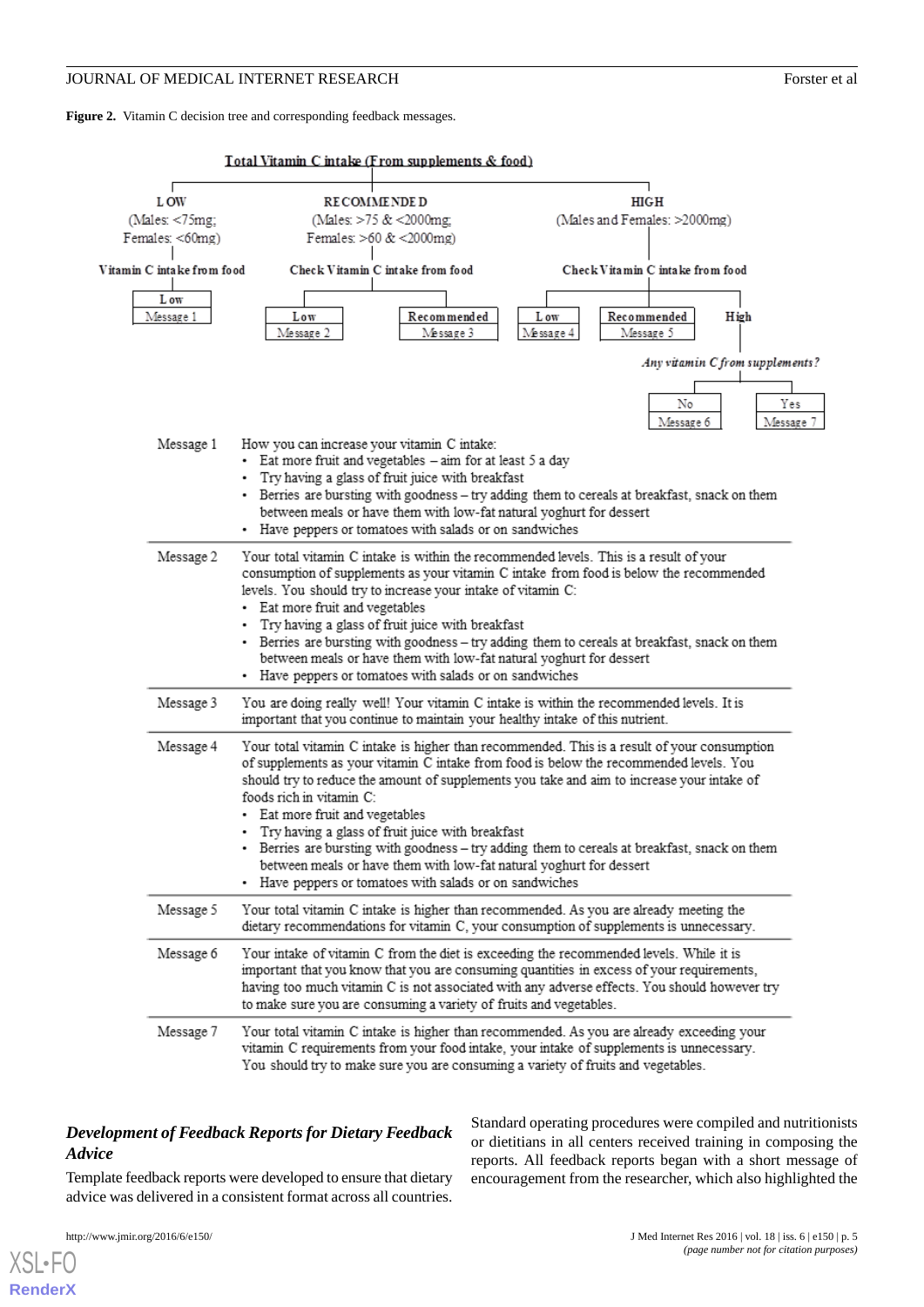**Figure 2.** Vitamin C decision tree and corresponding feedback messages.

Total Vitamin C intake (From supplements & food)

LOW
(Males: <75mg; Females: <60mg)
Vitamin C intake from food
Low
Message 1

RECOMMENDED
(Males: >75 & <2000mg; Females: >60 & <2000mg)
Check Vitamin C intake from food
Low
Message 2
Recommended
Message 3

HIGH
(Males and Females: >2000mg)
Check Vitamin C intake from food
Low
Message 4
Recommended
Message 5
High
*Any vitamin C from supplements?*
No
Message 6
Yes
Message 7

| | |
|---|---|
| Message 1 | How you can increase your vitamin C intake: • Eat more fruit and vegetables – aim for at least 5 a day • Try having a glass of fruit juice with breakfast • Berries are bursting with goodness – try adding them to cereals at breakfast, snack on them between meals or have them with low-fat natural yoghurt for dessert • Have peppers or tomatoes with salads or on sandwiches |
| Message 2 | Your total vitamin C intake is within the recommended levels. This is a result of your consumption of supplements as your vitamin C intake from food is below the recommended levels. You should try to increase your intake of vitamin C: • Eat more fruit and vegetables • Try having a glass of fruit juice with breakfast • Berries are bursting with goodness – try adding them to cereals at breakfast, snack on them between meals or have them with low-fat natural yoghurt for dessert • Have peppers or tomatoes with salads or on sandwiches |
| Message 3 | You are doing really well! Your vitamin C intake is within the recommended levels. It is important that you continue to maintain your healthy intake of this nutrient. |
| Message 4 | Your total vitamin C intake is higher than recommended. This is a result of your consumption of supplements as your vitamin C intake from food is below the recommended levels. You should try to reduce the amount of supplements you take and aim to increase your intake of foods rich in vitamin C: • Eat more fruit and vegetables • Try having a glass of fruit juice with breakfast • Berries are bursting with goodness – try adding them to cereals at breakfast, snack on them between meals or have them with low-fat natural yoghurt for dessert • Have peppers or tomatoes with salads or on sandwiches |
| Message 5 | Your total vitamin C intake is higher than recommended. As you are already meeting the dietary recommendations for vitamin C, your consumption of supplements is unnecessary. |
| Message 6 | Your intake of vitamin C from the diet is exceeding the recommended levels. While it is important that you know that you are consuming quantities in excess of your requirements, having too much vitamin C is not associated with any adverse effects. You should however try to make sure you are consuming a variety of fruits and vegetables. |
| Message 7 | Your total vitamin C intake is higher than recommended. As you are already exceeding your vitamin C requirements from your food intake, your intake of supplements is unnecessary. You should try to make sure you are consuming a variety of fruits and vegetables. |

### *Development of Feedback Reports for Dietary Feedback Advice*

Template feedback reports were developed to ensure that dietary advice was delivered in a consistent format across all countries. Standard operating procedures were compiled and nutritionists or dietitians in all centers received training in composing the reports. All feedback reports began with a short message of encouragement from the researcher, which also highlighted the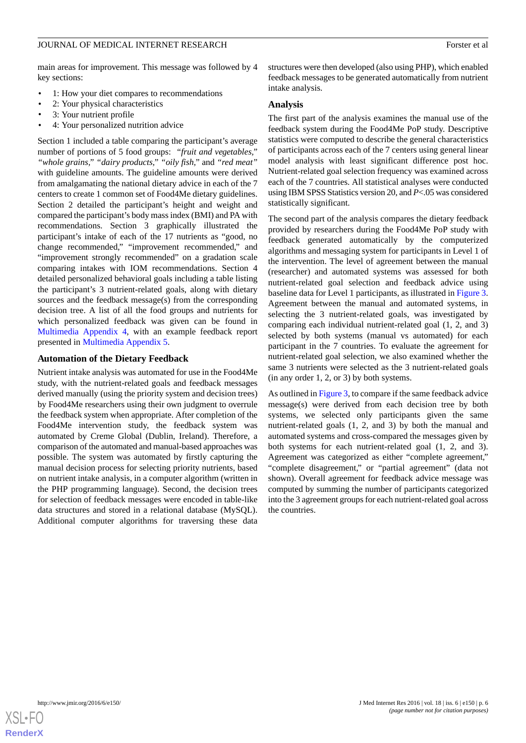main areas for improvement. This message was followed by 4 key sections:

- 1: How your diet compares to recommendations
- 2: Your physical characteristics
- 3: Your nutrient profile
- 4: Your personalized nutrition advice

Section 1 included a table comparing the participant's average number of portions of 5 food groups: *"fruit and vegetables," "whole grains," "dairy products," "oily fish,"* and *"red meat"* with guideline amounts. The guideline amounts were derived from amalgamating the national dietary advice in each of the 7 centers to create 1 common set of Food4Me dietary guidelines. Section 2 detailed the participant's height and weight and compared the participant's body mass index (BMI) and PA with recommendations. Section 3 graphically illustrated the participant's intake of each of the 17 nutrients as "good, no change recommended," "improvement recommended," and "improvement strongly recommended" on a gradation scale comparing intakes with IOM recommendations. Section 4 detailed personalized behavioral goals including a table listing the participant's 3 nutrient-related goals, along with dietary sources and the feedback message(s) from the corresponding decision tree. A list of all the food groups and nutrients for which personalized feedback was given can be found in Multimedia Appendix 4, with an example feedback report presented in Multimedia Appendix 5.

### Automation of the Dietary Feedback

Nutrient intake analysis was automated for use in the Food4Me study, with the nutrient-related goals and feedback messages derived manually (using the priority system and decision trees) by Food4Me researchers using their own judgment to overrule the feedback system when appropriate. After completion of the Food4Me intervention study, the feedback system was automated by Creme Global (Dublin, Ireland). Therefore, a comparison of the automated and manual-based approaches was possible. The system was automated by firstly capturing the manual decision process for selecting priority nutrients, based on nutrient intake analysis, in a computer algorithm (written in the PHP programming language). Second, the decision trees for selection of feedback messages were encoded in table-like data structures and stored in a relational database (MySQL). Additional computer algorithms for traversing these data structures were then developed (also using PHP), which enabled feedback messages to be generated automatically from nutrient intake analysis.

### Analysis

The first part of the analysis examines the manual use of the feedback system during the Food4Me PoP study. Descriptive statistics were computed to describe the general characteristics of participants across each of the 7 centers using general linear model analysis with least significant difference post hoc. Nutrient-related goal selection frequency was examined across each of the 7 countries. All statistical analyses were conducted using IBM SPSS Statistics version 20, and $P<.05$ was considered statistically significant.

The second part of the analysis compares the dietary feedback provided by researchers during the Food4Me PoP study with feedback generated automatically by the computerized algorithms and messaging system for participants in Level 1 of the intervention. The level of agreement between the manual (researcher) and automated systems was assessed for both nutrient-related goal selection and feedback advice using baseline data for Level 1 participants, as illustrated in Figure 3. Agreement between the manual and automated systems, in selecting the 3 nutrient-related goals, was investigated by comparing each individual nutrient-related goal (1, 2, and 3) selected by both systems (manual vs automated) for each participant in the 7 countries. To evaluate the agreement for nutrient-related goal selection, we also examined whether the same 3 nutrients were selected as the 3 nutrient-related goals (in any order 1, 2, or 3) by both systems.

As outlined in Figure 3, to compare if the same feedback advice message(s) were derived from each decision tree by both systems, we selected only participants given the same nutrient-related goals (1, 2, and 3) by both the manual and automated systems and cross-compared the messages given by both systems for each nutrient-related goal (1, 2, and 3). Agreement was categorized as either "complete agreement," "complete disagreement," or "partial agreement" (data not shown). Overall agreement for feedback advice message was computed by summing the number of participants categorized into the 3 agreement groups for each nutrient-related goal across the countries.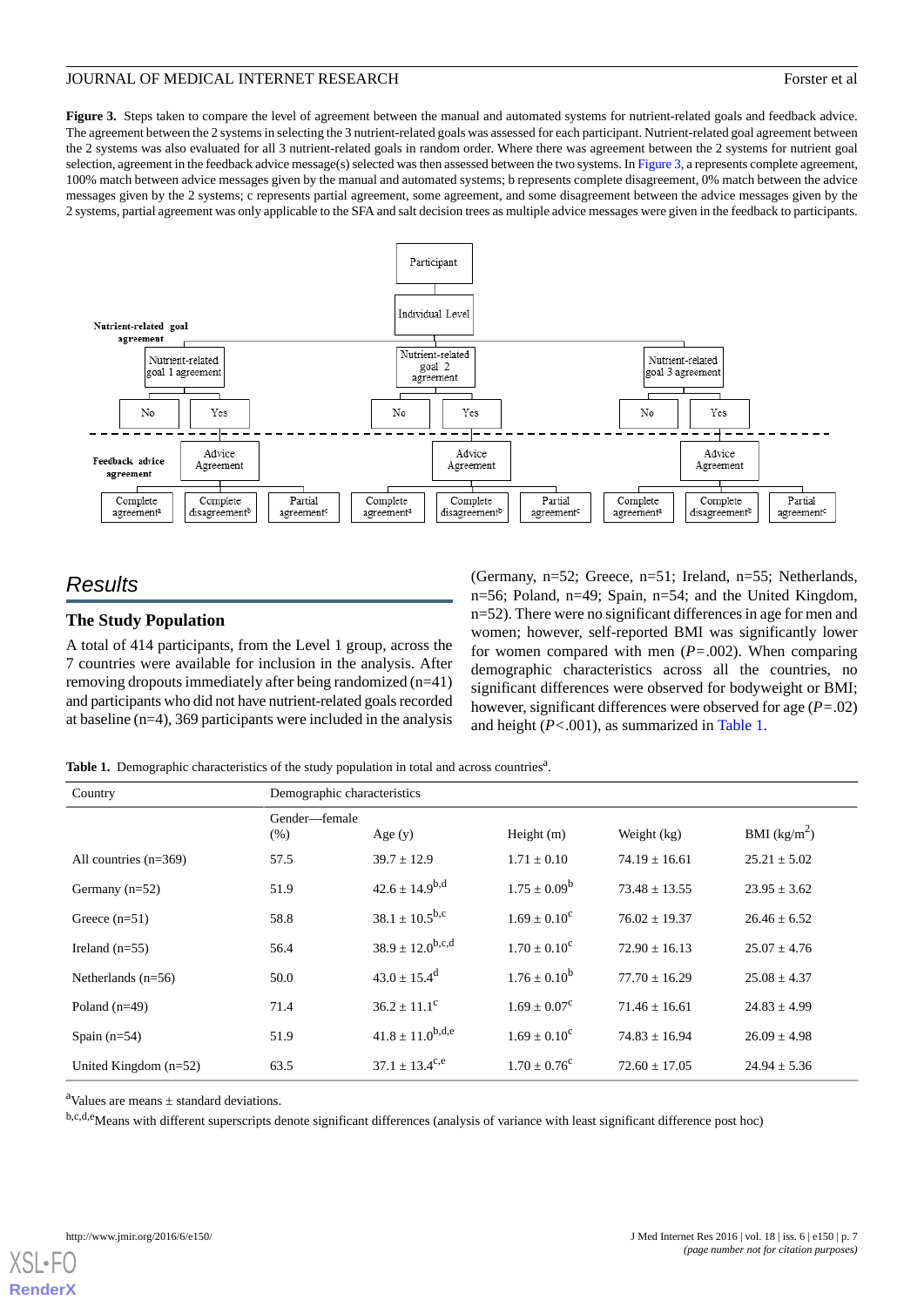**Figure 3.** Steps taken to compare the level of agreement between the manual and automated systems for nutrient-related goals and feedback advice. The agreement between the 2 systems in selecting the 3 nutrient-related goals was assessed for each participant. Nutrient-related goal agreement between the 2 systems was also evaluated for all 3 nutrient-related goals in random order. Where there was agreement between the 2 systems for nutrient goal selection, agreement in the feedback advice message(s) selected was then assessed between the two systems. In Figure 3, a represents complete agreement, 100% match between advice messages given by the manual and automated systems; b represents complete disagreement, 0% match between the advice messages given by the 2 systems; c represents partial agreement, some agreement, and some disagreement between the advice messages given by the 2 systems, partial agreement was only applicable to the SFA and salt decision trees as multiple advice messages were given in the feedback to participants.

Participant

Individual Level

Nutrient-related goal agreement

Nutrient-related goal 1 agreement

Nutrient-related goal 2 agreement

Nutrient-related goal 3 agreement

No

Yes

Feedback advice agreement

Advice Agreement

Complete agreement[a]

Complete disagreement[b]

Partial agreement[c]

## Results

### The Study Population

A total of 414 participants, from the Level 1 group, across the 7 countries were available for inclusion in the analysis. After removing dropouts immediately after being randomized (n=41) and participants who did not have nutrient-related goals recorded at baseline (n=4), 369 participants were included in the analysis (Germany, n=52; Greece, n=51; Ireland, n=55; Netherlands, n=56; Poland, n=49; Spain, n=54; and the United Kingdom, n=52). There were no significant differences in age for men and women; however, self-reported BMI was significantly lower for women compared with men ($P$=.002). When comparing demographic characteristics across all the countries, no significant differences were observed for bodyweight or BMI; however, significant differences were observed for age ($P$=.02) and height ($P$<.001), as summarized in Table 1.

**Table 1.** Demographic characteristics of the study population in total and across countries[a].

| Country | Demographic characteristics | | | | |
|---|---|---|---|---|---|
| | Gender—female (%) | Age (y) | Height (m) | Weight (kg) | BMI (kg/m$^2$) |
| All countries (n=369) | 57.5 | 39.7 ± 12.9 | 1.71 ± 0.10 | 74.19 ± 16.61 | 25.21 ± 5.02 |
| Germany (n=52) | 51.9 | 42.6 ± 14.9[b,d] | 1.75 ± 0.09[b] | 73.48 ± 13.55 | 23.95 ± 3.62 |
| Greece (n=51) | 58.8 | 38.1 ± 10.5[b,c] | 1.69 ± 0.10[c] | 76.02 ± 19.37 | 26.46 ± 6.52 |
| Ireland (n=55) | 56.4 | 38.9 ± 12.0[b,c,d] | 1.70 ± 0.10[c] | 72.90 ± 16.13 | 25.07 ± 4.76 |
| Netherlands (n=56) | 50.0 | 43.0 ± 15.4[d] | 1.76 ± 0.10[b] | 77.70 ± 16.29 | 25.08 ± 4.37 |
| Poland (n=49) | 71.4 | 36.2 ± 11.1[c] | 1.69 ± 0.07[c] | 71.46 ± 16.61 | 24.83 ± 4.99 |
| Spain (n=54) | 51.9 | 41.8 ± 11.0[b,d,e] | 1.69 ± 0.10[c] | 74.83 ± 16.94 | 26.09 ± 4.98 |
| United Kingdom (n=52) | 63.5 | 37.1 ± 13.4[c,e] | 1.70 ± 0.76[c] | 72.60 ± 17.05 | 24.94 ± 5.36 |

[a]Values are means ± standard deviations.

[b,c,d,e]Means with different superscripts denote significant differences (analysis of variance with least significant difference post hoc)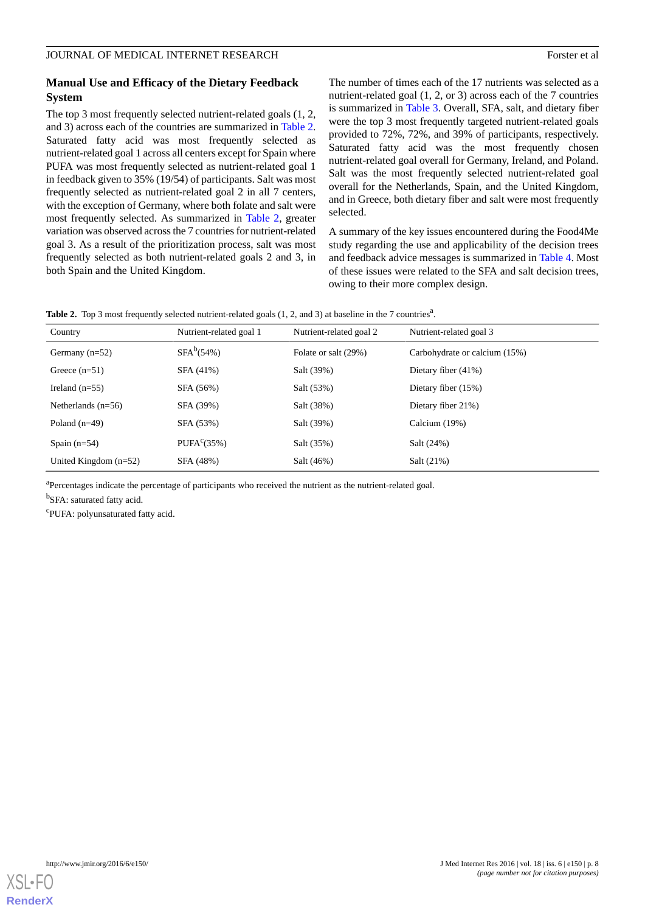## Manual Use and Efficacy of the Dietary Feedback System

The top 3 most frequently selected nutrient-related goals (1, 2, and 3) across each of the countries are summarized in Table 2. Saturated fatty acid was most frequently selected as nutrient-related goal 1 across all centers except for Spain where PUFA was most frequently selected as nutrient-related goal 1 in feedback given to 35% (19/54) of participants. Salt was most frequently selected as nutrient-related goal 2 in all 7 centers, with the exception of Germany, where both folate and salt were most frequently selected. As summarized in Table 2, greater variation was observed across the 7 countries for nutrient-related goal 3. As a result of the prioritization process, salt was most frequently selected as both nutrient-related goals 2 and 3, in both Spain and the United Kingdom.

The number of times each of the 17 nutrients was selected as a nutrient-related goal (1, 2, or 3) across each of the 7 countries is summarized in Table 3. Overall, SFA, salt, and dietary fiber were the top 3 most frequently targeted nutrient-related goals provided to 72%, 72%, and 39% of participants, respectively. Saturated fatty acid was the most frequently chosen nutrient-related goal overall for Germany, Ireland, and Poland. Salt was the most frequently selected nutrient-related goal overall for the Netherlands, Spain, and the United Kingdom, and in Greece, both dietary fiber and salt were most frequently selected.

A summary of the key issues encountered during the Food4Me study regarding the use and applicability of the decision trees and feedback advice messages is summarized in Table 4. Most of these issues were related to the SFA and salt decision trees, owing to their more complex design.

**Table 2.** Top 3 most frequently selected nutrient-related goals (1, 2, and 3) at baseline in the 7 countries[a].

| Country | Nutrient-related goal 1 | Nutrient-related goal 2 | Nutrient-related goal 3 |
|---|---|---|---|
| Germany (n=52) | SFA[b](54%) | Folate or salt (29%) | Carbohydrate or calcium (15%) |
| Greece (n=51) | SFA (41%) | Salt (39%) | Dietary fiber (41%) |
| Ireland (n=55) | SFA (56%) | Salt (53%) | Dietary fiber (15%) |
| Netherlands (n=56) | SFA (39%) | Salt (38%) | Dietary fiber 21%) |
| Poland (n=49) | SFA (53%) | Salt (39%) | Calcium (19%) |
| Spain (n=54) | PUFA[c](35%) | Salt (35%) | Salt (24%) |
| United Kingdom (n=52) | SFA (48%) | Salt (46%) | Salt (21%) |

[a]Percentages indicate the percentage of participants who received the nutrient as the nutrient-related goal.

[b]SFA: saturated fatty acid.

[c]PUFA: polyunsaturated fatty acid.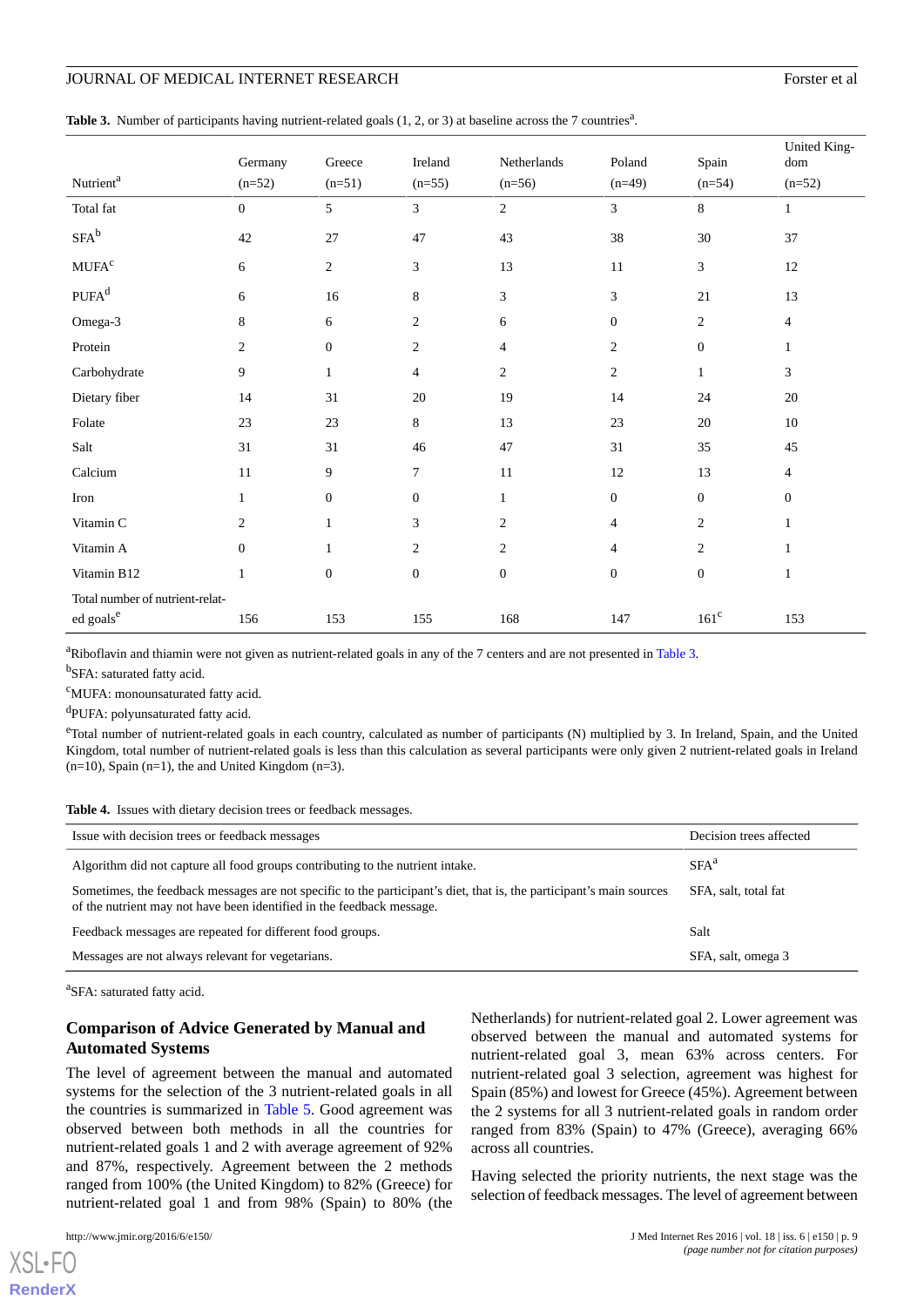**Table 3.** Number of participants having nutrient-related goals (1, 2, or 3) at baseline across the 7 countries[a].

| Nutrient[a] | Germany (n=52) | Greece (n=51) | Ireland (n=55) | Netherlands (n=56) | Poland (n=49) | Spain (n=54) | United Kingdom (n=52) |
|---|---|---|---|---|---|---|---|
| Total fat | 0 | 5 | 3 | 2 | 3 | 8 | 1 |
| SFA[b] | 42 | 27 | 47 | 43 | 38 | 30 | 37 |
| MUFA[c] | 6 | 2 | 3 | 13 | 11 | 3 | 12 |
| PUFA[d] | 6 | 16 | 8 | 3 | 3 | 21 | 13 |
| Omega-3 | 8 | 6 | 2 | 6 | 0 | 2 | 4 |
| Protein | 2 | 0 | 2 | 4 | 2 | 0 | 1 |
| Carbohydrate | 9 | 1 | 4 | 2 | 2 | 1 | 3 |
| Dietary fiber | 14 | 31 | 20 | 19 | 14 | 24 | 20 |
| Folate | 23 | 23 | 8 | 13 | 23 | 20 | 10 |
| Salt | 31 | 31 | 46 | 47 | 31 | 35 | 45 |
| Calcium | 11 | 9 | 7 | 11 | 12 | 13 | 4 |
| Iron | 1 | 0 | 0 | 1 | 0 | 0 | 0 |
| Vitamin C | 2 | 1 | 3 | 2 | 4 | 2 | 1 |
| Vitamin A | 0 | 1 | 2 | 2 | 4 | 2 | 1 |
| Vitamin B12 | 1 | 0 | 0 | 0 | 0 | 0 | 1 |
| Total number of nutrient-related goals[e] | 156 | 153 | 155 | 168 | 147 | 161[c] | 153 |

[a]Riboflavin and thiamin were not given as nutrient-related goals in any of the 7 centers and are not presented in Table 3.

[b]SFA: saturated fatty acid.

[c]MUFA: monounsaturated fatty acid.

[d]PUFA: polyunsaturated fatty acid.

[e]Total number of nutrient-related goals in each country, calculated as number of participants (N) multiplied by 3. In Ireland, Spain, and the United Kingdom, total number of nutrient-related goals is less than this calculation as several participants were only given 2 nutrient-related goals in Ireland (n=10), Spain (n=1), the and United Kingdom (n=3).

**Table 4.** Issues with dietary decision trees or feedback messages.

| Issue with decision trees or feedback messages | Decision trees affected |
|---|---|
| Algorithm did not capture all food groups contributing to the nutrient intake. | SFA[a] |
| Sometimes, the feedback messages are not specific to the participant's diet, that is, the participant's main sources of the nutrient may not have been identified in the feedback message. | SFA, salt, total fat |
| Feedback messages are repeated for different food groups. | Salt |
| Messages are not always relevant for vegetarians. | SFA, salt, omega 3 |

[a]SFA: saturated fatty acid.

### Comparison of Advice Generated by Manual and Automated Systems

The level of agreement between the manual and automated systems for the selection of the 3 nutrient-related goals in all the countries is summarized in Table 5. Good agreement was observed between both methods in all the countries for nutrient-related goals 1 and 2 with average agreement of 92% and 87%, respectively. Agreement between the 2 methods ranged from 100% (the United Kingdom) to 82% (Greece) for nutrient-related goal 1 and from 98% (Spain) to 80% (the Netherlands) for nutrient-related goal 2. Lower agreement was observed between the manual and automated systems for nutrient-related goal 3, mean 63% across centers. For nutrient-related goal 3 selection, agreement was highest for Spain (85%) and lowest for Greece (45%). Agreement between the 2 systems for all 3 nutrient-related goals in random order ranged from 83% (Spain) to 47% (Greece), averaging 66% across all countries.

Having selected the priority nutrients, the next stage was the selection of feedback messages. The level of agreement between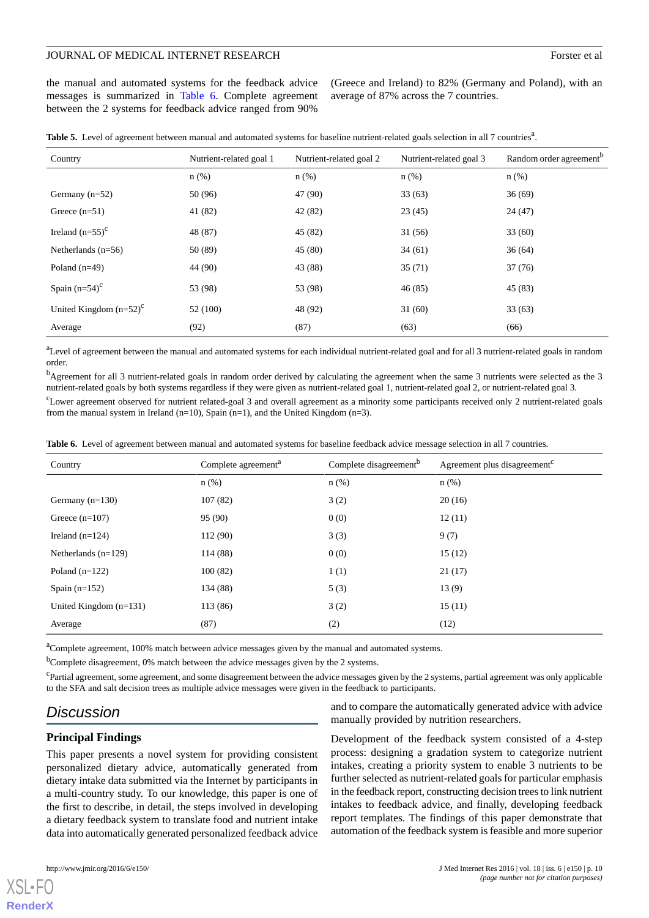the manual and automated systems for the feedback advice messages is summarized in Table 6. Complete agreement between the 2 systems for feedback advice ranged from 90% (Greece and Ireland) to 82% (Germany and Poland), with an average of 87% across the 7 countries.

**Table 5.** Level of agreement between manual and automated systems for baseline nutrient-related goals selection in all 7 countries[a].

| Country | Nutrient-related goal 1 | Nutrient-related goal 2 | Nutrient-related goal 3 | Random order agreement[b] |
|---|---|---|---|---|
| | n (%) | n (%) | n (%) | n (%) |
| Germany (n=52) | 50 (96) | 47 (90) | 33 (63) | 36 (69) |
| Greece (n=51) | 41 (82) | 42 (82) | 23 (45) | 24 (47) |
| Ireland (n=55)[c] | 48 (87) | 45 (82) | 31 (56) | 33 (60) |
| Netherlands (n=56) | 50 (89) | 45 (80) | 34 (61) | 36 (64) |
| Poland (n=49) | 44 (90) | 43 (88) | 35 (71) | 37 (76) |
| Spain (n=54)[c] | 53 (98) | 53 (98) | 46 (85) | 45 (83) |
| United Kingdom (n=52)[c] | 52 (100) | 48 (92) | 31 (60) | 33 (63) |
| Average | (92) | (87) | (63) | (66) |

[a]Level of agreement between the manual and automated systems for each individual nutrient-related goal and for all 3 nutrient-related goals in random order.

[b]Agreement for all 3 nutrient-related goals in random order derived by calculating the agreement when the same 3 nutrients were selected as the 3 nutrient-related goals by both systems regardless if they were given as nutrient-related goal 1, nutrient-related goal 2, or nutrient-related goal 3.

[c]Lower agreement observed for nutrient related-goal 3 and overall agreement as a minority some participants received only 2 nutrient-related goals from the manual system in Ireland (n=10), Spain (n=1), and the United Kingdom (n=3).

**Table 6.** Level of agreement between manual and automated systems for baseline feedback advice message selection in all 7 countries.

| Country | Complete agreement[a] | Complete disagreement[b] | Agreement plus disagreement[c] |
|---|---|---|---|
| | n (%) | n (%) | n (%) |
| Germany (n=130) | 107 (82) | 3 (2) | 20 (16) |
| Greece (n=107) | 95 (90) | 0 (0) | 12 (11) |
| Ireland (n=124) | 112 (90) | 3 (3) | 9 (7) |
| Netherlands (n=129) | 114 (88) | 0 (0) | 15 (12) |
| Poland (n=122) | 100 (82) | 1 (1) | 21 (17) |
| Spain (n=152) | 134 (88) | 5 (3) | 13 (9) |
| United Kingdom (n=131) | 113 (86) | 3 (2) | 15 (11) |
| Average | (87) | (2) | (12) |

[a]Complete agreement, 100% match between advice messages given by the manual and automated systems.

[b]Complete disagreement, 0% match between the advice messages given by the 2 systems.

[c]Partial agreement, some agreement, and some disagreement between the advice messages given by the 2 systems, partial agreement was only applicable to the SFA and salt decision trees as multiple advice messages were given in the feedback to participants.

## Discussion

### Principal Findings

This paper presents a novel system for providing consistent personalized dietary advice, automatically generated from dietary intake data submitted via the Internet by participants in a multi-country study. To our knowledge, this paper is one of the first to describe, in detail, the steps involved in developing a dietary feedback system to translate food and nutrient intake data into automatically generated personalized feedback advice and to compare the automatically generated advice with advice manually provided by nutrition researchers.

Development of the feedback system consisted of a 4-step process: designing a gradation system to categorize nutrient intakes, creating a priority system to enable 3 nutrients to be further selected as nutrient-related goals for particular emphasis in the feedback report, constructing decision trees to link nutrient intakes to feedback advice, and finally, developing feedback report templates. The findings of this paper demonstrate that automation of the feedback system is feasible and more superior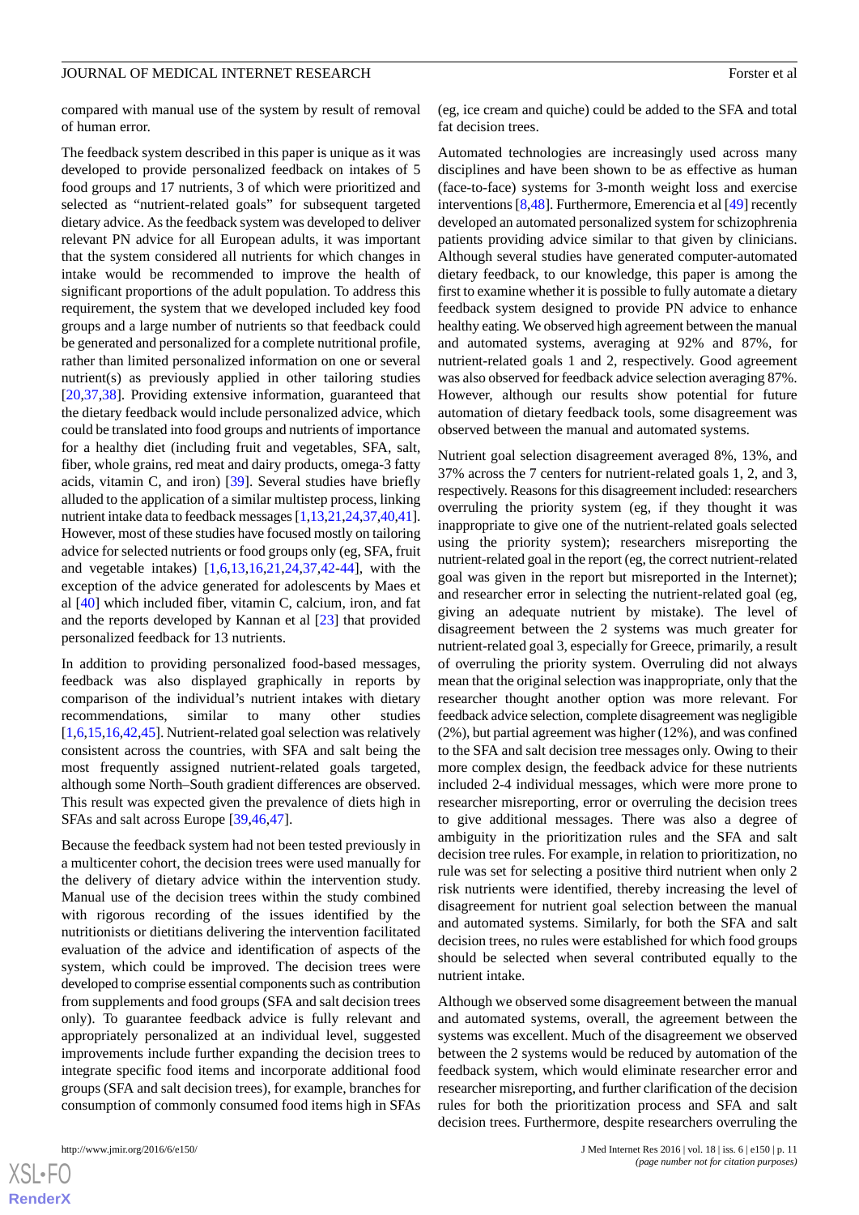compared with manual use of the system by result of removal of human error.

The feedback system described in this paper is unique as it was developed to provide personalized feedback on intakes of 5 food groups and 17 nutrients, 3 of which were prioritized and selected as "nutrient-related goals" for subsequent targeted dietary advice. As the feedback system was developed to deliver relevant PN advice for all European adults, it was important that the system considered all nutrients for which changes in intake would be recommended to improve the health of significant proportions of the adult population. To address this requirement, the system that we developed included key food groups and a large number of nutrients so that feedback could be generated and personalized for a complete nutritional profile, rather than limited personalized information on one or several nutrient(s) as previously applied in other tailoring studies [20,37,38]. Providing extensive information, guaranteed that the dietary feedback would include personalized advice, which could be translated into food groups and nutrients of importance for a healthy diet (including fruit and vegetables, SFA, salt, fiber, whole grains, red meat and dairy products, omega-3 fatty acids, vitamin C, and iron) [39]. Several studies have briefly alluded to the application of a similar multistep process, linking nutrient intake data to feedback messages [1,13,21,24,37,40,41]. However, most of these studies have focused mostly on tailoring advice for selected nutrients or food groups only (eg, SFA, fruit and vegetable intakes) [1,6,13,16,21,24,37,42-44], with the exception of the advice generated for adolescents by Maes et al [40] which included fiber, vitamin C, calcium, iron, and fat and the reports developed by Kannan et al [23] that provided personalized feedback for 13 nutrients.

In addition to providing personalized food-based messages, feedback was also displayed graphically in reports by comparison of the individual's nutrient intakes with dietary recommendations, similar to many other studies [1,6,15,16,42,45]. Nutrient-related goal selection was relatively consistent across the countries, with SFA and salt being the most frequently assigned nutrient-related goals targeted, although some North–South gradient differences are observed. This result was expected given the prevalence of diets high in SFAs and salt across Europe [39,46,47].

Because the feedback system had not been tested previously in a multicenter cohort, the decision trees were used manually for the delivery of dietary advice within the intervention study. Manual use of the decision trees within the study combined with rigorous recording of the issues identified by the nutritionists or dietitians delivering the intervention facilitated evaluation of the advice and identification of aspects of the system, which could be improved. The decision trees were developed to comprise essential components such as contribution from supplements and food groups (SFA and salt decision trees only). To guarantee feedback advice is fully relevant and appropriately personalized at an individual level, suggested improvements include further expanding the decision trees to integrate specific food items and incorporate additional food groups (SFA and salt decision trees), for example, branches for consumption of commonly consumed food items high in SFAs (eg, ice cream and quiche) could be added to the SFA and total fat decision trees.

Automated technologies are increasingly used across many disciplines and have been shown to be as effective as human (face-to-face) systems for 3-month weight loss and exercise interventions [8,48]. Furthermore, Emerencia et al [49] recently developed an automated personalized system for schizophrenia patients providing advice similar to that given by clinicians. Although several studies have generated computer-automated dietary feedback, to our knowledge, this paper is among the first to examine whether it is possible to fully automate a dietary feedback system designed to provide PN advice to enhance healthy eating. We observed high agreement between the manual and automated systems, averaging at 92% and 87%, for nutrient-related goals 1 and 2, respectively. Good agreement was also observed for feedback advice selection averaging 87%. However, although our results show potential for future automation of dietary feedback tools, some disagreement was observed between the manual and automated systems.

Nutrient goal selection disagreement averaged 8%, 13%, and 37% across the 7 centers for nutrient-related goals 1, 2, and 3, respectively. Reasons for this disagreement included: researchers overruling the priority system (eg, if they thought it was inappropriate to give one of the nutrient-related goals selected using the priority system); researchers misreporting the nutrient-related goal in the report (eg, the correct nutrient-related goal was given in the report but misreported in the Internet); and researcher error in selecting the nutrient-related goal (eg, giving an adequate nutrient by mistake). The level of disagreement between the 2 systems was much greater for nutrient-related goal 3, especially for Greece, primarily, a result of overruling the priority system. Overruling did not always mean that the original selection was inappropriate, only that the researcher thought another option was more relevant. For feedback advice selection, complete disagreement was negligible (2%), but partial agreement was higher (12%), and was confined to the SFA and salt decision tree messages only. Owing to their more complex design, the feedback advice for these nutrients included 2-4 individual messages, which were more prone to researcher misreporting, error or overruling the decision trees to give additional messages. There was also a degree of ambiguity in the prioritization rules and the SFA and salt decision tree rules. For example, in relation to prioritization, no rule was set for selecting a positive third nutrient when only 2 risk nutrients were identified, thereby increasing the level of disagreement for nutrient goal selection between the manual and automated systems. Similarly, for both the SFA and salt decision trees, no rules were established for which food groups should be selected when several contributed equally to the nutrient intake.

Although we observed some disagreement between the manual and automated systems, overall, the agreement between the systems was excellent. Much of the disagreement we observed between the 2 systems would be reduced by automation of the feedback system, which would eliminate researcher error and researcher misreporting, and further clarification of the decision rules for both the prioritization process and SFA and salt decision trees. Furthermore, despite researchers overruling the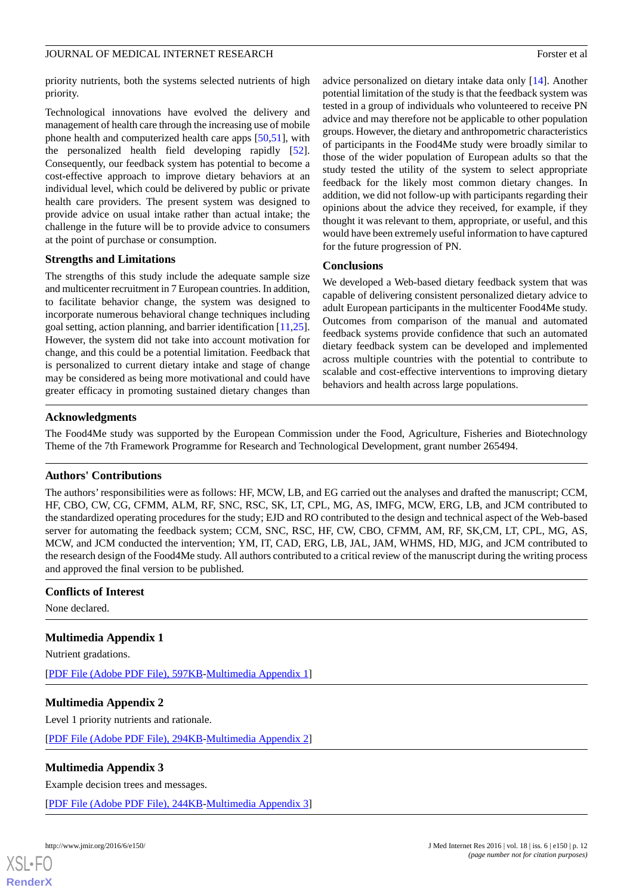priority nutrients, both the systems selected nutrients of high priority.

Technological innovations have evolved the delivery and management of health care through the increasing use of mobile phone health and computerized health care apps [50,51], with the personalized health field developing rapidly [52]. Consequently, our feedback system has potential to become a cost-effective approach to improve dietary behaviors at an individual level, which could be delivered by public or private health care providers. The present system was designed to provide advice on usual intake rather than actual intake; the challenge in the future will be to provide advice to consumers at the point of purchase or consumption.

### Strengths and Limitations

The strengths of this study include the adequate sample size and multicenter recruitment in 7 European countries. In addition, to facilitate behavior change, the system was designed to incorporate numerous behavioral change techniques including goal setting, action planning, and barrier identification [11,25]. However, the system did not take into account motivation for change, and this could be a potential limitation. Feedback that is personalized to current dietary intake and stage of change may be considered as being more motivational and could have greater efficacy in promoting sustained dietary changes than advice personalized on dietary intake data only [14]. Another potential limitation of the study is that the feedback system was tested in a group of individuals who volunteered to receive PN advice and may therefore not be applicable to other population groups. However, the dietary and anthropometric characteristics of participants in the Food4Me study were broadly similar to those of the wider population of European adults so that the study tested the utility of the system to select appropriate feedback for the likely most common dietary changes. In addition, we did not follow-up with participants regarding their opinions about the advice they received, for example, if they thought it was relevant to them, appropriate, or useful, and this would have been extremely useful information to have captured for the future progression of PN.

### Conclusions

We developed a Web-based dietary feedback system that was capable of delivering consistent personalized dietary advice to adult European participants in the multicenter Food4Me study. Outcomes from comparison of the manual and automated feedback systems provide confidence that such an automated dietary feedback system can be developed and implemented across multiple countries with the potential to contribute to scalable and cost-effective interventions to improving dietary behaviors and health across large populations.

## Acknowledgments

The Food4Me study was supported by the European Commission under the Food, Agriculture, Fisheries and Biotechnology Theme of the 7th Framework Programme for Research and Technological Development, grant number 265494.

## Authors' Contributions

The authors' responsibilities were as follows: HF, MCW, LB, and EG carried out the analyses and drafted the manuscript; CCM, HF, CBO, CW, CG, CFMM, ALM, RF, SNC, RSC, SK, LT, CPL, MG, AS, IMFG, MCW, ERG, LB, and JCM contributed to the standardized operating procedures for the study; EJD and RO contributed to the design and technical aspect of the Web-based server for automating the feedback system; CCM, SNC, RSC, HF, CW, CBO, CFMM, AM, RF, SK,CM, LT, CPL, MG, AS, MCW, and JCM conducted the intervention; YM, IT, CAD, ERG, LB, JAL, JAM, WHMS, HD, MJG, and JCM contributed to the research design of the Food4Me study. All authors contributed to a critical review of the manuscript during the writing process and approved the final version to be published.

## Conflicts of Interest

None declared.

## Multimedia Appendix 1

Nutrient gradations.

[PDF File (Adobe PDF File), 597KB-Multimedia Appendix 1]

## Multimedia Appendix 2

Level 1 priority nutrients and rationale.

[PDF File (Adobe PDF File), 294KB-Multimedia Appendix 2]

## Multimedia Appendix 3

Example decision trees and messages.

[PDF File (Adobe PDF File), 244KB-Multimedia Appendix 3]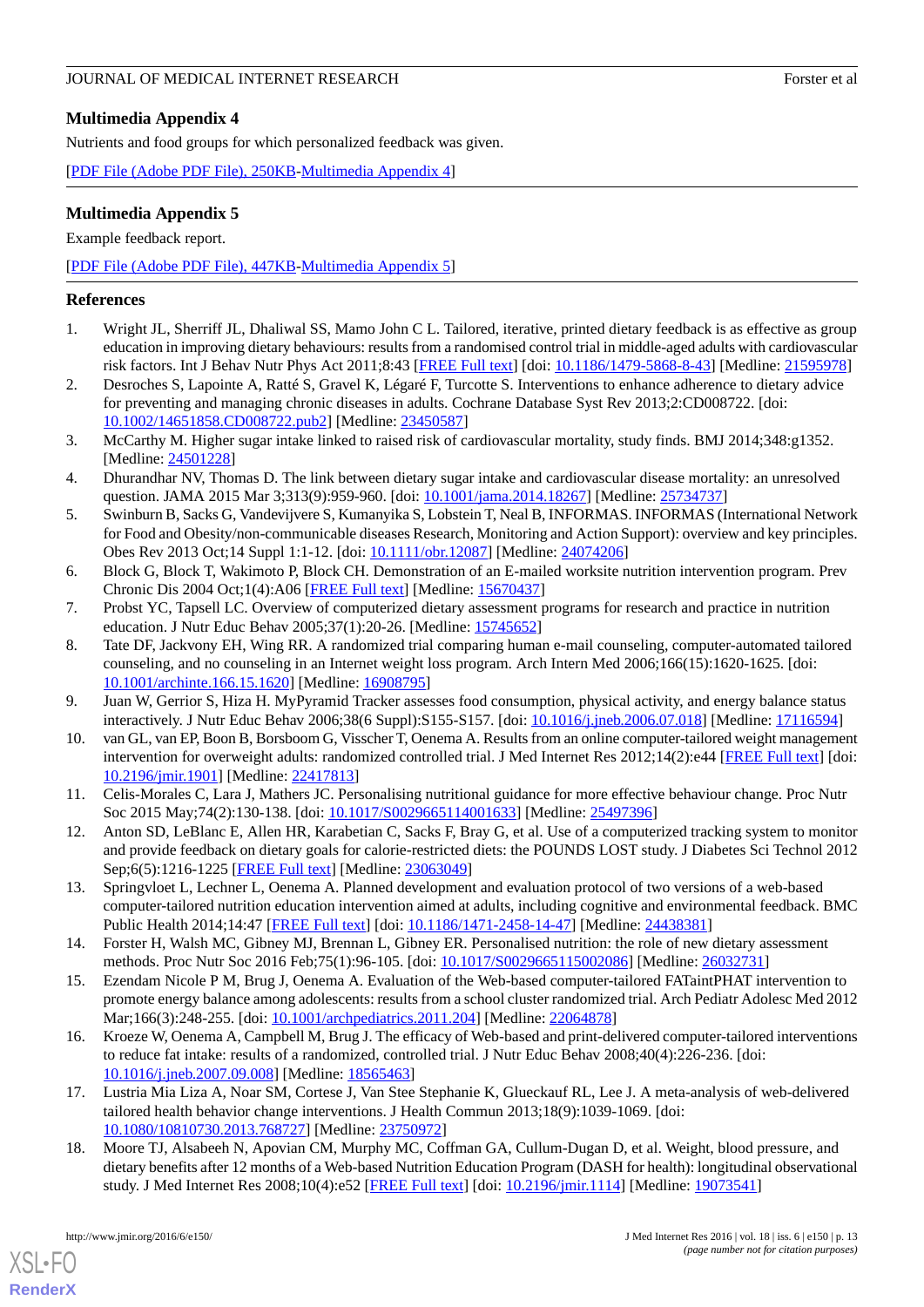## Multimedia Appendix 4

Nutrients and food groups for which personalized feedback was given.

[PDF File (Adobe PDF File), 250KB-Multimedia Appendix 4]

## Multimedia Appendix 5

Example feedback report.

[PDF File (Adobe PDF File), 447KB-Multimedia Appendix 5]

## References

1. Wright JL, Sherriff JL, Dhaliwal SS, Mamo John C L. Tailored, iterative, printed dietary feedback is as effective as group education in improving dietary behaviours: results from a randomised control trial in middle-aged adults with cardiovascular risk factors. Int J Behav Nutr Phys Act 2011;8:43 [FREE Full text] [doi: 10.1186/1479-5868-8-43] [Medline: 21595978]
2. Desroches S, Lapointe A, Ratté S, Gravel K, Légaré F, Turcotte S. Interventions to enhance adherence to dietary advice for preventing and managing chronic diseases in adults. Cochrane Database Syst Rev 2013;2:CD008722. [doi: 10.1002/14651858.CD008722.pub2] [Medline: 23450587]
3. McCarthy M. Higher sugar intake linked to raised risk of cardiovascular mortality, study finds. BMJ 2014;348:g1352. [Medline: 24501228]
4. Dhurandhar NV, Thomas D. The link between dietary sugar intake and cardiovascular disease mortality: an unresolved question. JAMA 2015 Mar 3;313(9):959-960. [doi: 10.1001/jama.2014.18267] [Medline: 25734737]
5. Swinburn B, Sacks G, Vandevijvere S, Kumanyika S, Lobstein T, Neal B, INFORMAS. INFORMAS (International Network for Food and Obesity/non-communicable diseases Research, Monitoring and Action Support): overview and key principles. Obes Rev 2013 Oct;14 Suppl 1:1-12. [doi: 10.1111/obr.12087] [Medline: 24074206]
6. Block G, Block T, Wakimoto P, Block CH. Demonstration of an E-mailed worksite nutrition intervention program. Prev Chronic Dis 2004 Oct;1(4):A06 [FREE Full text] [Medline: 15670437]
7. Probst YC, Tapsell LC. Overview of computerized dietary assessment programs for research and practice in nutrition education. J Nutr Educ Behav 2005;37(1):20-26. [Medline: 15745652]
8. Tate DF, Jackvony EH, Wing RR. A randomized trial comparing human e-mail counseling, computer-automated tailored counseling, and no counseling in an Internet weight loss program. Arch Intern Med 2006;166(15):1620-1625. [doi: 10.1001/archinte.166.15.1620] [Medline: 16908795]
9. Juan W, Gerrior S, Hiza H. MyPyramid Tracker assesses food consumption, physical activity, and energy balance status interactively. J Nutr Educ Behav 2006;38(6 Suppl):S155-S157. [doi: 10.1016/j.jneb.2006.07.018] [Medline: 17116594]
10. van GL, van EP, Boon B, Borsboom G, Visscher T, Oenema A. Results from an online computer-tailored weight management intervention for overweight adults: randomized controlled trial. J Med Internet Res 2012;14(2):e44 [FREE Full text] [doi: 10.2196/jmir.1901] [Medline: 22417813]
11. Celis-Morales C, Lara J, Mathers JC. Personalising nutritional guidance for more effective behaviour change. Proc Nutr Soc 2015 May;74(2):130-138. [doi: 10.1017/S0029665114001633] [Medline: 25497396]
12. Anton SD, LeBlanc E, Allen HR, Karabetian C, Sacks F, Bray G, et al. Use of a computerized tracking system to monitor and provide feedback on dietary goals for calorie-restricted diets: the POUNDS LOST study. J Diabetes Sci Technol 2012 Sep;6(5):1216-1225 [FREE Full text] [Medline: 23063049]
13. Springvloet L, Lechner L, Oenema A. Planned development and evaluation protocol of two versions of a web-based computer-tailored nutrition education intervention aimed at adults, including cognitive and environmental feedback. BMC Public Health 2014;14:47 [FREE Full text] [doi: 10.1186/1471-2458-14-47] [Medline: 24438381]
14. Forster H, Walsh MC, Gibney MJ, Brennan L, Gibney ER. Personalised nutrition: the role of new dietary assessment methods. Proc Nutr Soc 2016 Feb;75(1):96-105. [doi: 10.1017/S0029665115002086] [Medline: 26032731]
15. Ezendam Nicole P M, Brug J, Oenema A. Evaluation of the Web-based computer-tailored FATaintPHAT intervention to promote energy balance among adolescents: results from a school cluster randomized trial. Arch Pediatr Adolesc Med 2012 Mar;166(3):248-255. [doi: 10.1001/archpediatrics.2011.204] [Medline: 22064878]
16. Kroeze W, Oenema A, Campbell M, Brug J. The efficacy of Web-based and print-delivered computer-tailored interventions to reduce fat intake: results of a randomized, controlled trial. J Nutr Educ Behav 2008;40(4):226-236. [doi: 10.1016/j.jneb.2007.09.008] [Medline: 18565463]
17. Lustria Mia Liza A, Noar SM, Cortese J, Van Stee Stephanie K, Glueckauf RL, Lee J. A meta-analysis of web-delivered tailored health behavior change interventions. J Health Commun 2013;18(9):1039-1069. [doi: 10.1080/10810730.2013.768727] [Medline: 23750972]
18. Moore TJ, Alsabeeh N, Apovian CM, Murphy MC, Coffman GA, Cullum-Dugan D, et al. Weight, blood pressure, and dietary benefits after 12 months of a Web-based Nutrition Education Program (DASH for health): longitudinal observational study. J Med Internet Res 2008;10(4):e52 [FREE Full text] [doi: 10.2196/jmir.1114] [Medline: 19073541]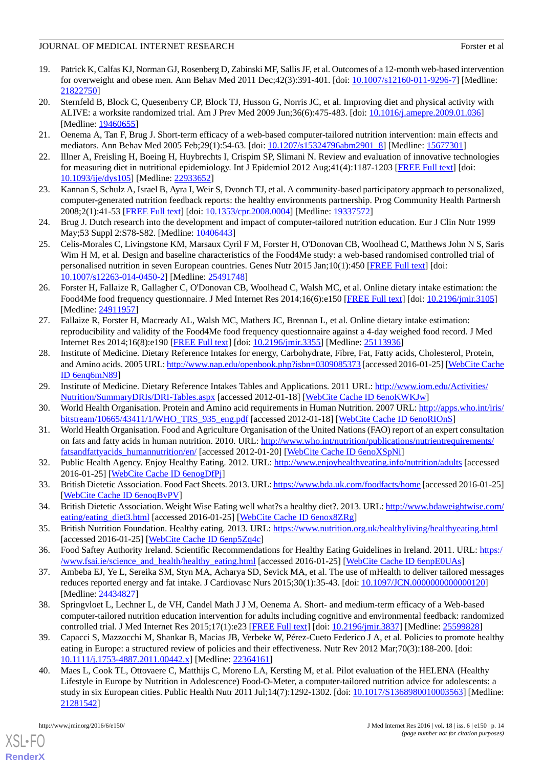19. Patrick K, Calfas KJ, Norman GJ, Rosenberg D, Zabinski MF, Sallis JF, et al. Outcomes of a 12-month web-based intervention for overweight and obese men. Ann Behav Med 2011 Dec;42(3):391-401. [doi: 10.1007/s12160-011-9296-7] [Medline: 21822750]
20. Sternfeld B, Block C, Quesenberry CP, Block TJ, Husson G, Norris JC, et al. Improving diet and physical activity with ALIVE: a worksite randomized trial. Am J Prev Med 2009 Jun;36(6):475-483. [doi: 10.1016/j.amepre.2009.01.036] [Medline: 19460655]
21. Oenema A, Tan F, Brug J. Short-term efficacy of a web-based computer-tailored nutrition intervention: main effects and mediators. Ann Behav Med 2005 Feb;29(1):54-63. [doi: 10.1207/s15324796abm2901_8] [Medline: 15677301]
22. Illner A, Freisling H, Boeing H, Huybrechts I, Crispim SP, Slimani N. Review and evaluation of innovative technologies for measuring diet in nutritional epidemiology. Int J Epidemiol 2012 Aug;41(4):1187-1203 [FREE Full text] [doi: 10.1093/ije/dys105] [Medline: 22933652]
23. Kannan S, Schulz A, Israel B, Ayra I, Weir S, Dvonch TJ, et al. A community-based participatory approach to personalized, computer-generated nutrition feedback reports: the healthy environments partnership. Prog Community Health Partnersh 2008;2(1):41-53 [FREE Full text] [doi: 10.1353/cpr.2008.0004] [Medline: 19337572]
24. Brug J. Dutch research into the development and impact of computer-tailored nutrition education. Eur J Clin Nutr 1999 May;53 Suppl 2:S78-S82. [Medline: 10406443]
25. Celis-Morales C, Livingstone KM, Marsaux Cyril F M, Forster H, O'Donovan CB, Woolhead C, Matthews John N S, Saris Wim H M, et al. Design and baseline characteristics of the Food4Me study: a web-based randomised controlled trial of personalised nutrition in seven European countries. Genes Nutr 2015 Jan;10(1):450 [FREE Full text] [doi: 10.1007/s12263-014-0450-2] [Medline: 25491748]
26. Forster H, Fallaize R, Gallagher C, O'Donovan CB, Woolhead C, Walsh MC, et al. Online dietary intake estimation: the Food4Me food frequency questionnaire. J Med Internet Res 2014;16(6):e150 [FREE Full text] [doi: 10.2196/jmir.3105] [Medline: 24911957]
27. Fallaize R, Forster H, Macready AL, Walsh MC, Mathers JC, Brennan L, et al. Online dietary intake estimation: reproducibility and validity of the Food4Me food frequency questionnaire against a 4-day weighed food record. J Med Internet Res 2014;16(8):e190 [FREE Full text] [doi: 10.2196/jmir.3355] [Medline: 25113936]
28. Institute of Medicine. Dietary Reference Intakes for energy, Carbohydrate, Fibre, Fat, Fatty acids, Cholesterol, Protein, and Amino acids. 2005 URL: http://www.nap.edu/openbook.php?isbn=0309085373 [accessed 2016-01-25] [WebCite Cache ID 6enq6mN89]
29. Institute of Medicine. Dietary Reference Intakes Tables and Applications. 2011 URL: http://www.iom.edu/Activities/Nutrition/SummaryDRIs/DRI-Tables.aspx [accessed 2012-01-18] [WebCite Cache ID 6enoKWKJw]
30. World Health Organisation. Protein and Amino acid requirements in Human Nutrition. 2007 URL: http://apps.who.int/iris/bitstream/10665/43411/1/WHO_TRS_935_eng.pdf [accessed 2012-01-18] [WebCite Cache ID 6enoRIOnS]
31. World Health Organisation. Food and Agriculture Organisation of the United Nations (FAO) report of an expert consultation on fats and fatty acids in human nutrition. 2010. URL: http://www.who.int/nutrition/publications/nutrientrequirements/fatsandfattyacids_humannutrition/en/ [accessed 2012-01-20] [WebCite Cache ID 6enoXSpNi]
32. Public Health Agency. Enjoy Healthy Eating. 2012. URL: http://www.enjoyhealthyeating.info/nutrition/adults [accessed 2016-01-25] [WebCite Cache ID 6enogDfPj]
33. British Dietetic Association. Food Fact Sheets. 2013. URL: https://www.bda.uk.com/foodfacts/home [accessed 2016-01-25] [WebCite Cache ID 6enoqBvPV]
34. British Dietetic Association. Weight Wise Eating well what?s a healthy diet?. 2013. URL: http://www.bdaweightwise.com/eating/eating_diet3.html [accessed 2016-01-25] [WebCite Cache ID 6enox8ZRg]
35. British Nutrition Foundation. Healthy eating. 2013. URL: https://www.nutrition.org.uk/healthyliving/healthyeating.html [accessed 2016-01-25] [WebCite Cache ID 6enp5Zq4c]
36. Food Saftey Authority Ireland. Scientific Recommendations for Healthy Eating Guidelines in Ireland. 2011. URL: https://www.fsai.ie/science_and_health/healthy_eating.html [accessed 2016-01-25] [WebCite Cache ID 6enpE0UAs]
37. Ambeba EJ, Ye L, Sereika SM, Styn MA, Acharya SD, Sevick MA, et al. The use of mHealth to deliver tailored messages reduces reported energy and fat intake. J Cardiovasc Nurs 2015;30(1):35-43. [doi: 10.1097/JCN.0000000000000120] [Medline: 24434827]
38. Springvloet L, Lechner L, de VH, Candel Math J J M, Oenema A. Short- and medium-term efficacy of a Web-based computer-tailored nutrition education intervention for adults including cognitive and environmental feedback: randomized controlled trial. J Med Internet Res 2015;17(1):e23 [FREE Full text] [doi: 10.2196/jmir.3837] [Medline: 25599828]
39. Capacci S, Mazzocchi M, Shankar B, Macias JB, Verbeke W, Pérez-Cueto Federico J A, et al. Policies to promote healthy eating in Europe: a structured review of policies and their effectiveness. Nutr Rev 2012 Mar;70(3):188-200. [doi: 10.1111/j.1753-4887.2011.00442.x] [Medline: 22364161]
40. Maes L, Cook TL, Ottovaere C, Matthijs C, Moreno LA, Kersting M, et al. Pilot evaluation of the HELENA (Healthy Lifestyle in Europe by Nutrition in Adolescence) Food-O-Meter, a computer-tailored nutrition advice for adolescents: a study in six European cities. Public Health Nutr 2011 Jul;14(7):1292-1302. [doi: 10.1017/S1368980010003563] [Medline: 21281542]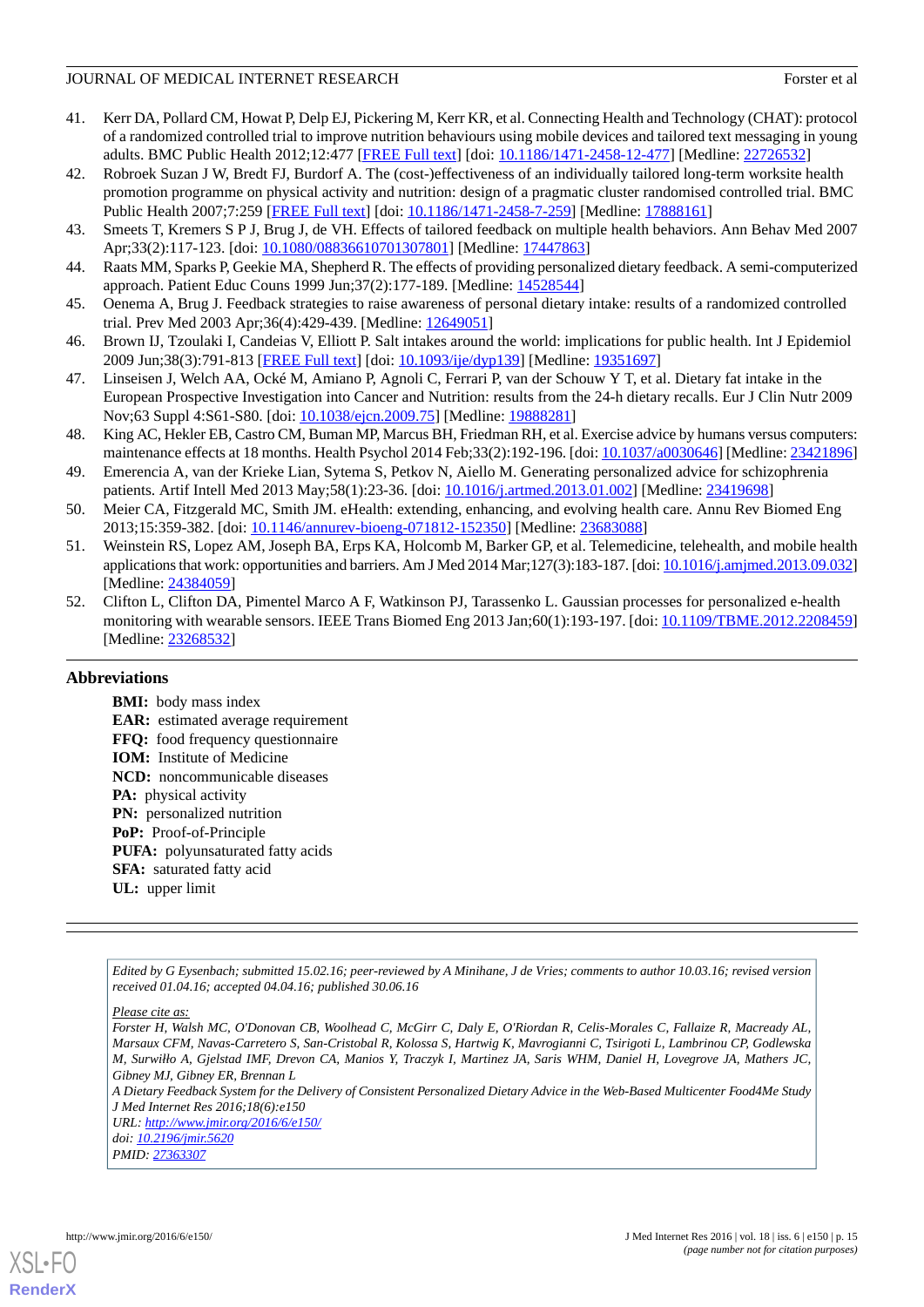41. Kerr DA, Pollard CM, Howat P, Delp EJ, Pickering M, Kerr KR, et al. Connecting Health and Technology (CHAT): protocol of a randomized controlled trial to improve nutrition behaviours using mobile devices and tailored text messaging in young adults. BMC Public Health 2012;12:477 [FREE Full text] [doi: 10.1186/1471-2458-12-477] [Medline: 22726532]
42. Robroek Suzan J W, Bredt FJ, Burdorf A. The (cost-)effectiveness of an individually tailored long-term worksite health promotion programme on physical activity and nutrition: design of a pragmatic cluster randomised controlled trial. BMC Public Health 2007;7:259 [FREE Full text] [doi: 10.1186/1471-2458-7-259] [Medline: 17888161]
43. Smeets T, Kremers S P J, Brug J, de VH. Effects of tailored feedback on multiple health behaviors. Ann Behav Med 2007 Apr;33(2):117-123. [doi: 10.1080/08836610701307801] [Medline: 17447863]
44. Raats MM, Sparks P, Geekie MA, Shepherd R. The effects of providing personalized dietary feedback. A semi-computerized approach. Patient Educ Couns 1999 Jun;37(2):177-189. [Medline: 14528544]
45. Oenema A, Brug J. Feedback strategies to raise awareness of personal dietary intake: results of a randomized controlled trial. Prev Med 2003 Apr;36(4):429-439. [Medline: 12649051]
46. Brown IJ, Tzoulaki I, Candeias V, Elliott P. Salt intakes around the world: implications for public health. Int J Epidemiol 2009 Jun;38(3):791-813 [FREE Full text] [doi: 10.1093/ije/dyp139] [Medline: 19351697]
47. Linseisen J, Welch AA, Ocké M, Amiano P, Agnoli C, Ferrari P, van der Schouw Y T, et al. Dietary fat intake in the European Prospective Investigation into Cancer and Nutrition: results from the 24-h dietary recalls. Eur J Clin Nutr 2009 Nov;63 Suppl 4:S61-S80. [doi: 10.1038/ejcn.2009.75] [Medline: 19888281]
48. King AC, Hekler EB, Castro CM, Buman MP, Marcus BH, Friedman RH, et al. Exercise advice by humans versus computers: maintenance effects at 18 months. Health Psychol 2014 Feb;33(2):192-196. [doi: 10.1037/a0030646] [Medline: 23421896]
49. Emerencia A, van der Krieke Lian, Sytema S, Petkov N, Aiello M. Generating personalized advice for schizophrenia patients. Artif Intell Med 2013 May;58(1):23-36. [doi: 10.1016/j.artmed.2013.01.002] [Medline: 23419698]
50. Meier CA, Fitzgerald MC, Smith JM. eHealth: extending, enhancing, and evolving health care. Annu Rev Biomed Eng 2013;15:359-382. [doi: 10.1146/annurev-bioeng-071812-152350] [Medline: 23683088]
51. Weinstein RS, Lopez AM, Joseph BA, Erps KA, Holcomb M, Barker GP, et al. Telemedicine, telehealth, and mobile health applications that work: opportunities and barriers. Am J Med 2014 Mar;127(3):183-187. [doi: 10.1016/j.amjmed.2013.09.032] [Medline: 24384059]
52. Clifton L, Clifton DA, Pimentel Marco A F, Watkinson PJ, Tarassenko L. Gaussian processes for personalized e-health monitoring with wearable sensors. IEEE Trans Biomed Eng 2013 Jan;60(1):193-197. [doi: 10.1109/TBME.2012.2208459] [Medline: 23268532]

## Abbreviations

**BMI:** body mass index
**EAR:** estimated average requirement
**FFQ:** food frequency questionnaire
**IOM:** Institute of Medicine
**NCD:** noncommunicable diseases
**PA:** physical activity
**PN:** personalized nutrition
**PoP:** Proof-of-Principle
**PUFA:** polyunsaturated fatty acids
**SFA:** saturated fatty acid
**UL:** upper limit

---

*Edited by G Eysenbach; submitted 15.02.16; peer-reviewed by A Minihane, J de Vries; comments to author 10.03.16; revised version received 01.04.16; accepted 04.04.16; published 30.06.16*

*Please cite as:*
*Forster H, Walsh MC, O'Donovan CB, Woolhead C, McGirr C, Daly E, O'Riordan R, Celis-Morales C, Fallaize R, Macready AL, Marsaux CFM, Navas-Carretero S, San-Cristobal R, Kolossa S, Hartwig K, Mavrogianni C, Tsirigoti L, Lambrinou CP, Godlewska M, Surwiłło A, Gjelstad IMF, Drevon CA, Manios Y, Traczyk I, Martinez JA, Saris WHM, Daniel H, Lovegrove JA, Mathers JC, Gibney MJ, Gibney ER, Brennan L*
*A Dietary Feedback System for the Delivery of Consistent Personalized Dietary Advice in the Web-Based Multicenter Food4Me Study*
*J Med Internet Res 2016;18(6):e150*
*URL: http://www.jmir.org/2016/6/e150/*
*doi: 10.2196/jmir.5620*
*PMID: 27363307*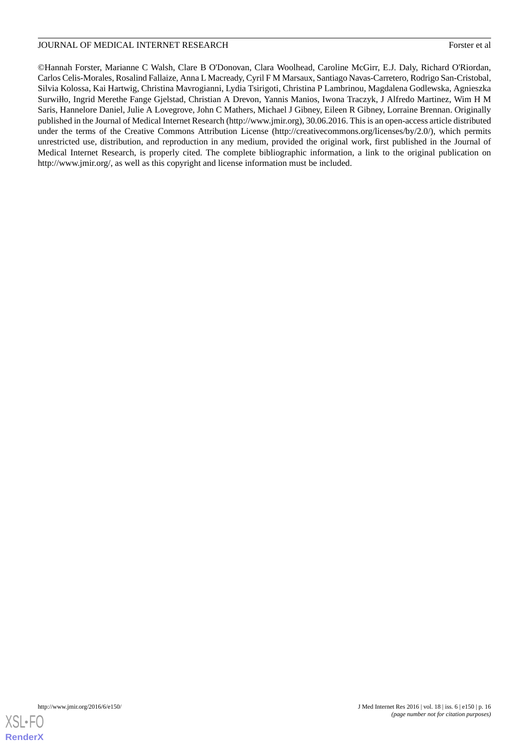©Hannah Forster, Marianne C Walsh, Clare B O'Donovan, Clara Woolhead, Caroline McGirr, E.J. Daly, Richard O'Riordan, Carlos Celis-Morales, Rosalind Fallaize, Anna L Macready, Cyril F M Marsaux, Santiago Navas-Carretero, Rodrigo San-Cristobal, Silvia Kolossa, Kai Hartwig, Christina Mavrogianni, Lydia Tsirigoti, Christina P Lambrinou, Magdalena Godlewska, Agnieszka Surwiłło, Ingrid Merethe Fange Gjelstad, Christian A Drevon, Yannis Manios, Iwona Traczyk, J Alfredo Martinez, Wim H M Saris, Hannelore Daniel, Julie A Lovegrove, John C Mathers, Michael J Gibney, Eileen R Gibney, Lorraine Brennan. Originally published in the Journal of Medical Internet Research (http://www.jmir.org), 30.06.2016. This is an open-access article distributed under the terms of the Creative Commons Attribution License (http://creativecommons.org/licenses/by/2.0/), which permits unrestricted use, distribution, and reproduction in any medium, provided the original work, first published in the Journal of Medical Internet Research, is properly cited. The complete bibliographic information, a link to the original publication on http://www.jmir.org/, as well as this copyright and license information must be included.